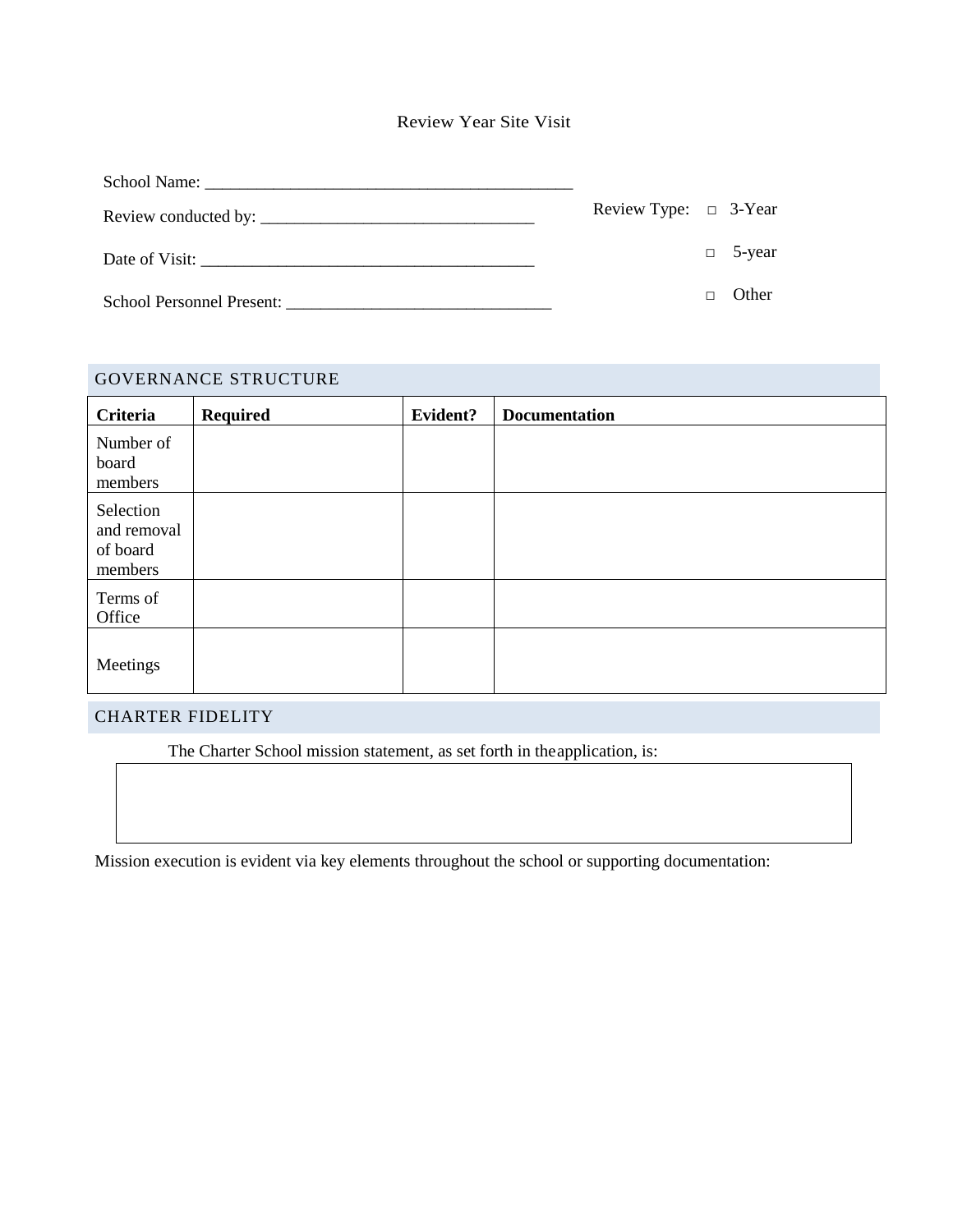# Review Year Site Visit

School Name: ____________________________________________

Review conducted by: ________________________________

Date of Visit: ________________________________________

School Personnel Present: _______________________________

Review Type: □ 3-Year

□ 5-year

□ Other

## GOVERNANCE STRUCTURE

| Criteria | Required | Evident? | Documentation |
| --- | --- | --- | --- |
| Number of board members | | | |
| Selection and removal of board members | | | |
| Terms of Office | | | |
| Meetings | | | |

## CHARTER FIDELITY

The Charter School mission statement, as set forth in theapplication, is:

| |
| --- |
| |

Mission execution is evident via key elements throughout the school or supporting documentation: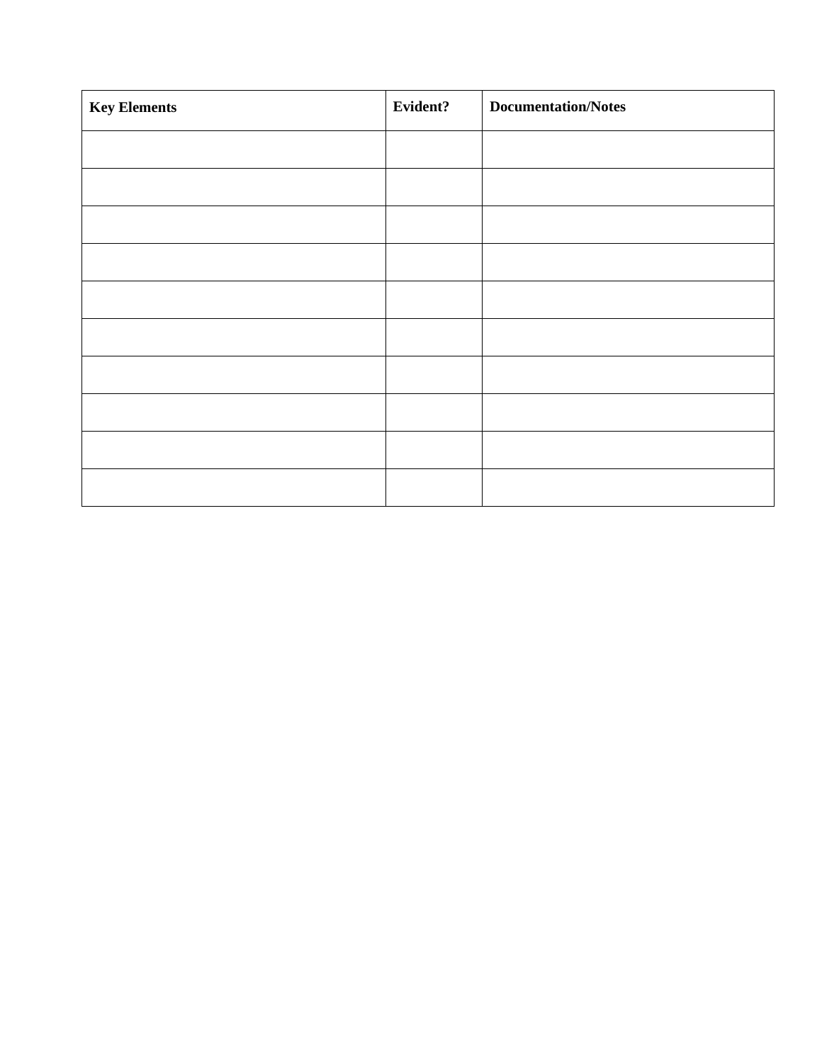| Key Elements | Evident? | Documentation/Notes |
|---|---|---|
| | | |
| | | |
| | | |
| | | |
| | | |
| | | |
| | | |
| | | |
| | | |
| | | |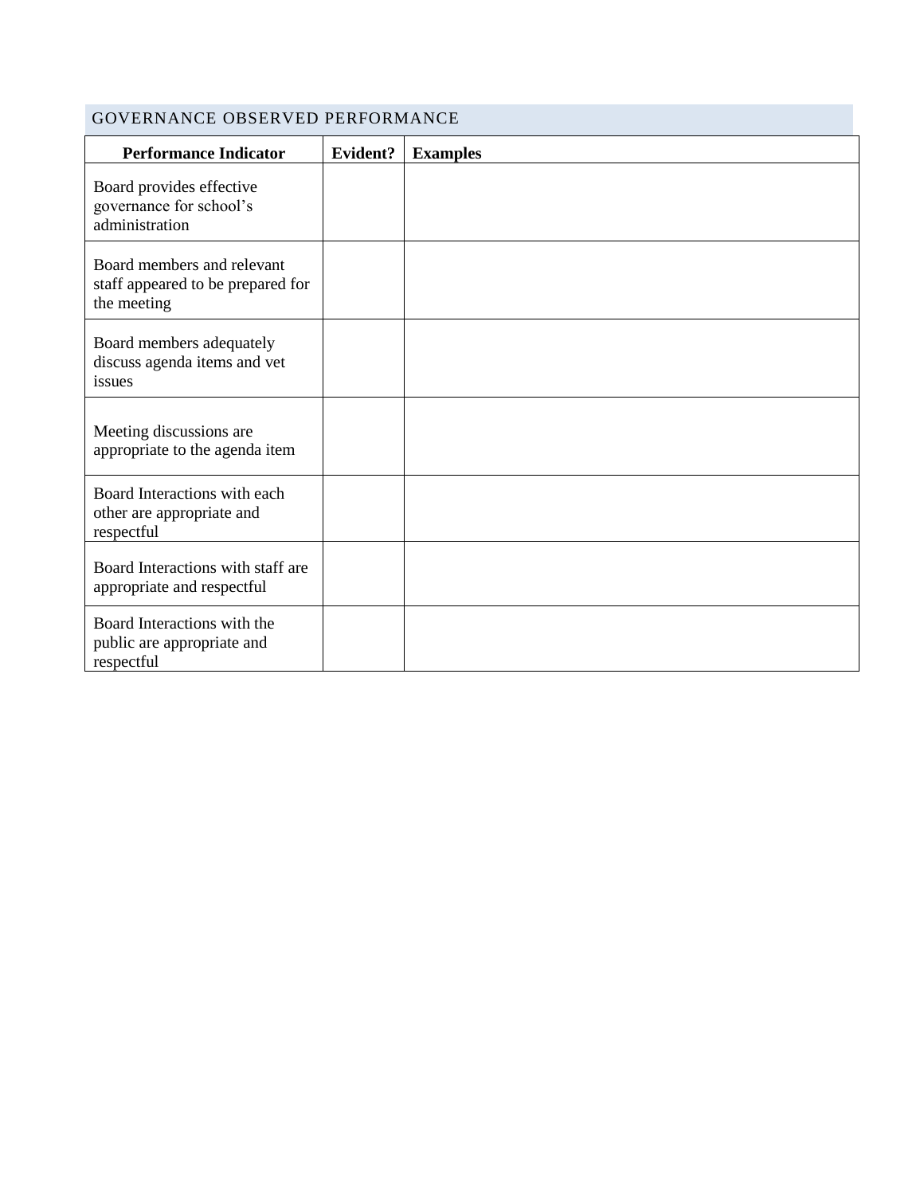## GOVERNANCE OBSERVED PERFORMANCE

| Performance Indicator | Evident? | Examples |
| --- | --- | --- |
| Board provides effective governance for school's administration | | |
| Board members and relevant staff appeared to be prepared for the meeting | | |
| Board members adequately discuss agenda items and vet issues | | |
| Meeting discussions are appropriate to the agenda item | | |
| Board Interactions with each other are appropriate and respectful | | |
| Board Interactions with staff are appropriate and respectful | | |
| Board Interactions with the public are appropriate and respectful | | |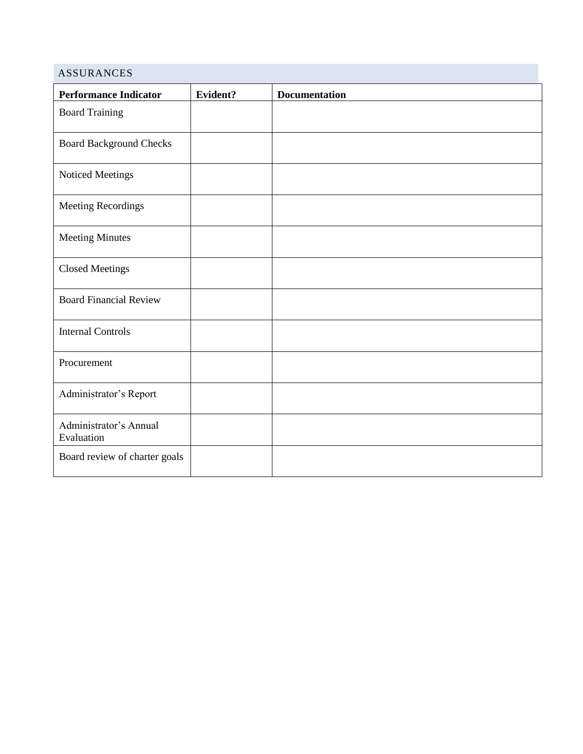## ASSURANCES

| Performance Indicator | Evident? | Documentation |
|---|---|---|
| Board Training | | |
| Board Background Checks | | |
| Noticed Meetings | | |
| Meeting Recordings | | |
| Meeting Minutes | | |
| Closed Meetings | | |
| Board Financial Review | | |
| Internal Controls | | |
| Procurement | | |
| Administrator's Report | | |
| Administrator's Annual Evaluation | | |
| Board review of charter goals | | |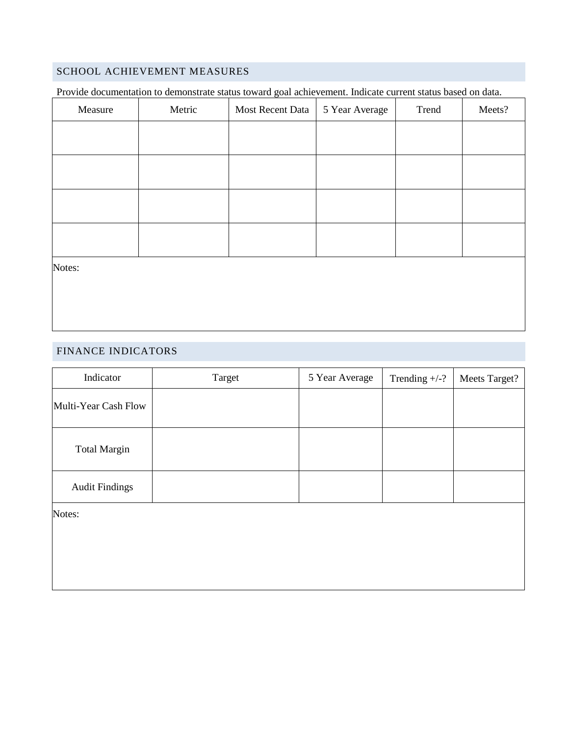## SCHOOL ACHIEVEMENT MEASURES

Provide documentation to demonstrate status toward goal achievement. Indicate current status based on data.

| Measure | Metric | Most Recent Data | 5 Year Average | Trend | Meets? |
|---|---|---|---|---|---|
| | | | | | |
| | | | | | |
| | | | | | |
| | | | | | |

Notes:

## FINANCE INDICATORS

| Indicator | Target | 5 Year Average | Trending +/-? | Meets Target? |
|---|---|---|---|---|
| Multi-Year Cash Flow | | | | |
| Total Margin | | | | |
| Audit Findings | | | | |

Notes: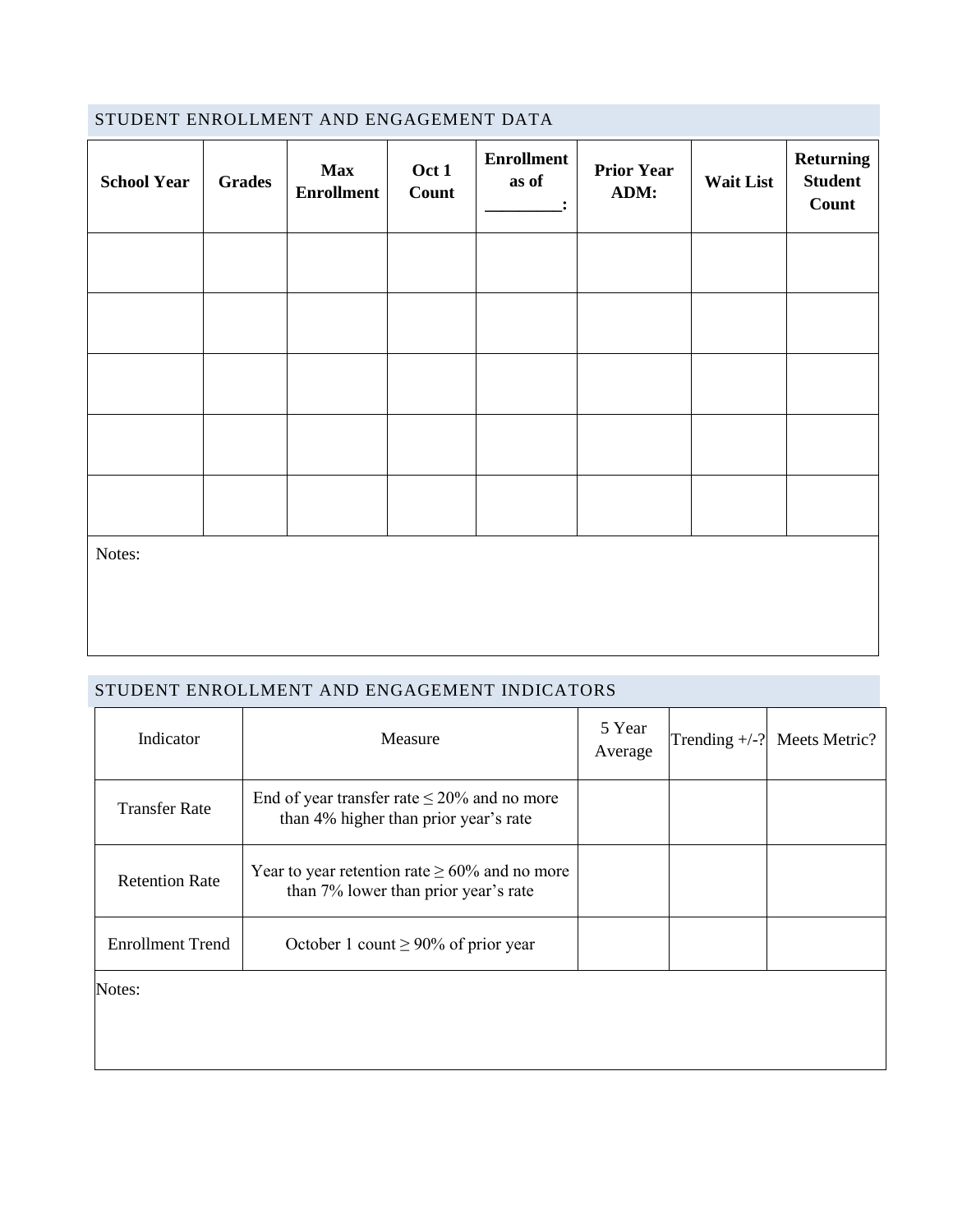## STUDENT ENROLLMENT AND ENGAGEMENT DATA

| **School Year** | **Grades** | **Max Enrollment** | **Oct 1 Count** | **Enrollment as of _________:** | **Prior Year ADM:** | **Wait List** | **Returning Student Count** |
|---|---|---|---|---|---|---|---|
| | | | | | | | |
| | | | | | | | |
| | | | | | | | |
| | | | | | | | |
| | | | | | | | |

Notes:

## STUDENT ENROLLMENT AND ENGAGEMENT INDICATORS

| Indicator | Measure | 5 Year Average | Trending +/-? | Meets Metric? |
|---|---|---|---|---|
| Transfer Rate | End of year transfer rate ≤ 20% and no more than 4% higher than prior year's rate | | | |
| Retention Rate | Year to year retention rate ≥ 60% and no more than 7% lower than prior year's rate | | | |
| Enrollment Trend | October 1 count ≥ 90% of prior year | | | |

Notes: